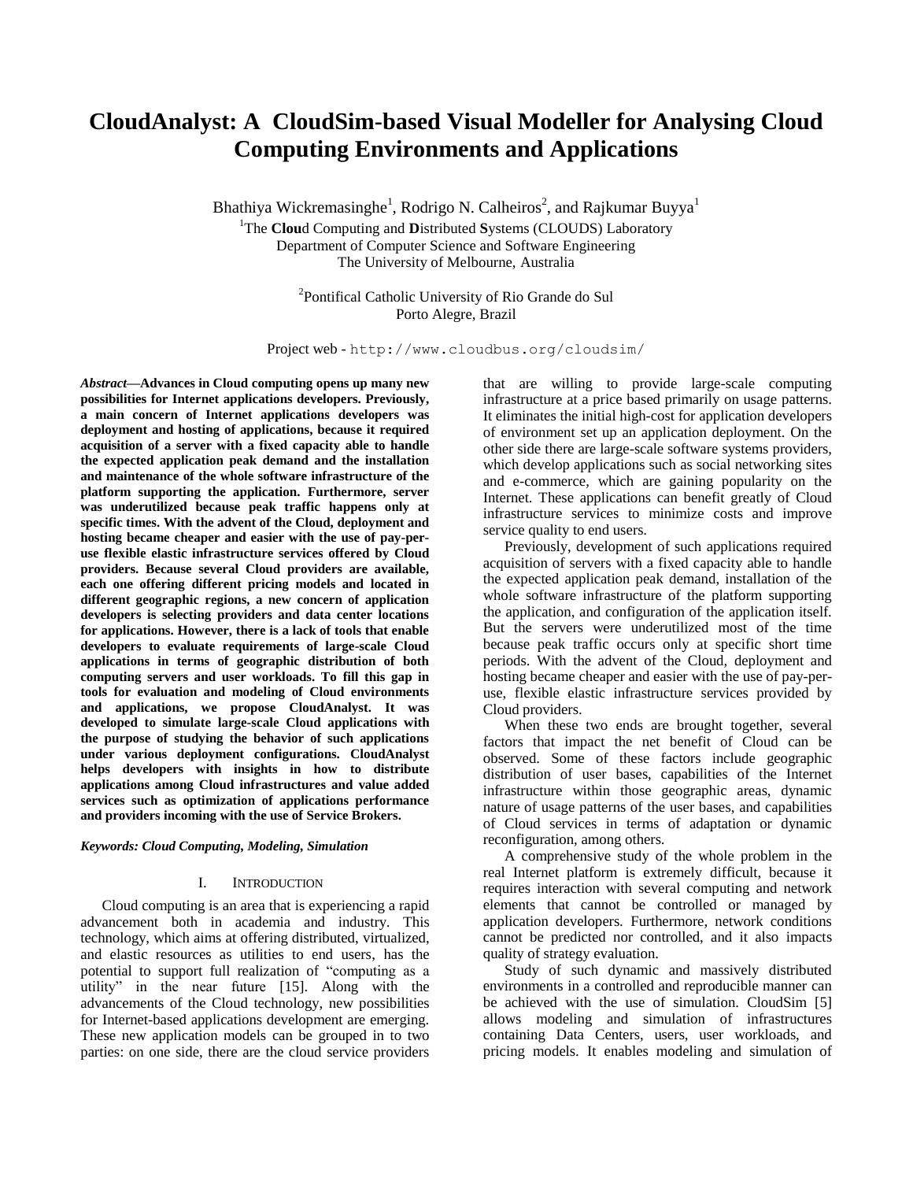# CloudAnalyst: A CloudSim-based Visual Modeller for Analysing Cloud Computing Environments and Applications

Bhathiya Wickremasinghe[1], Rodrigo N. Calheiros[2], and Rajkumar Buyya[1]

[1]The **Clou**d Computing and **D**istributed **S**ystems (CLOUDS) Laboratory
Department of Computer Science and Software Engineering
The University of Melbourne, Australia

[2]Pontifical Catholic University of Rio Grande do Sul
Porto Alegre, Brazil

Project web - `http://www.cloudbus.org/cloudsim/`

***Abstract*—Advances in Cloud computing opens up many new possibilities for Internet applications developers. Previously, a main concern of Internet applications developers was deployment and hosting of applications, because it required acquisition of a server with a fixed capacity able to handle the expected application peak demand and the installation and maintenance of the whole software infrastructure of the platform supporting the application. Furthermore, server was underutilized because peak traffic happens only at specific times. With the advent of the Cloud, deployment and hosting became cheaper and easier with the use of pay-per-use flexible elastic infrastructure services offered by Cloud providers. Because several Cloud providers are available, each one offering different pricing models and located in different geographic regions, a new concern of application developers is selecting providers and data center locations for applications. However, there is a lack of tools that enable developers to evaluate requirements of large-scale Cloud applications in terms of geographic distribution of both computing servers and user workloads. To fill this gap in tools for evaluation and modeling of Cloud environments and applications, we propose CloudAnalyst. It was developed to simulate large-scale Cloud applications with the purpose of studying the behavior of such applications under various deployment configurations. CloudAnalyst helps developers with insights in how to distribute applications among Cloud infrastructures and value added services such as optimization of applications performance and providers incoming with the use of Service Brokers.**

***Keywords: Cloud Computing, Modeling, Simulation***

## I. INTRODUCTION

Cloud computing is an area that is experiencing a rapid advancement both in academia and industry. This technology, which aims at offering distributed, virtualized, and elastic resources as utilities to end users, has the potential to support full realization of "computing as a utility" in the near future [15]. Along with the advancements of the Cloud technology, new possibilities for Internet-based applications development are emerging. These new application models can be grouped in to two parties: on one side, there are the cloud service providers that are willing to provide large-scale computing infrastructure at a price based primarily on usage patterns. It eliminates the initial high-cost for application developers of environment set up an application deployment. On the other side there are large-scale software systems providers, which develop applications such as social networking sites and e-commerce, which are gaining popularity on the Internet. These applications can benefit greatly of Cloud infrastructure services to minimize costs and improve service quality to end users.

Previously, development of such applications required acquisition of servers with a fixed capacity able to handle the expected application peak demand, installation of the whole software infrastructure of the platform supporting the application, and configuration of the application itself. But the servers were underutilized most of the time because peak traffic occurs only at specific short time periods. With the advent of the Cloud, deployment and hosting became cheaper and easier with the use of pay-per-use, flexible elastic infrastructure services provided by Cloud providers.

When these two ends are brought together, several factors that impact the net benefit of Cloud can be observed. Some of these factors include geographic distribution of user bases, capabilities of the Internet infrastructure within those geographic areas, dynamic nature of usage patterns of the user bases, and capabilities of Cloud services in terms of adaptation or dynamic reconfiguration, among others.

A comprehensive study of the whole problem in the real Internet platform is extremely difficult, because it requires interaction with several computing and network elements that cannot be controlled or managed by application developers. Furthermore, network conditions cannot be predicted nor controlled, and it also impacts quality of strategy evaluation.

Study of such dynamic and massively distributed environments in a controlled and reproducible manner can be achieved with the use of simulation. CloudSim [5] allows modeling and simulation of infrastructures containing Data Centers, users, user workloads, and pricing models. It enables modeling and simulation of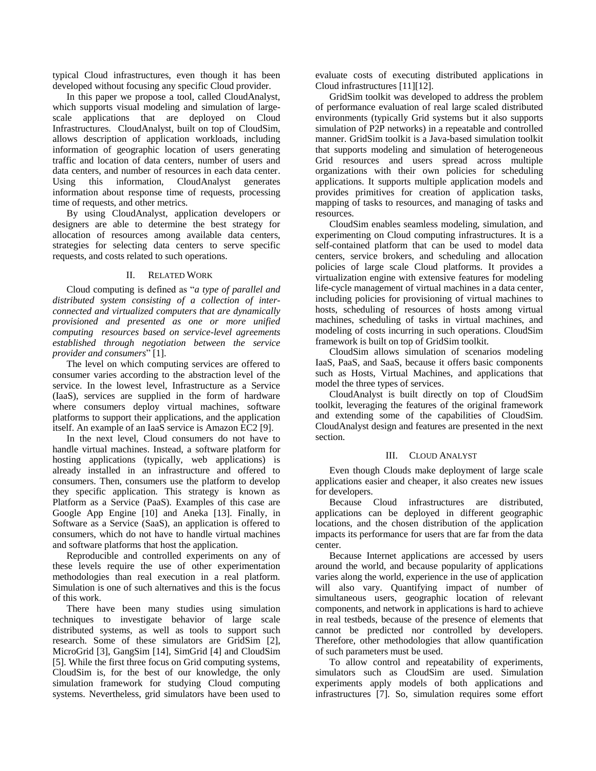typical Cloud infrastructures, even though it has been developed without focusing any specific Cloud provider.

In this paper we propose a tool, called CloudAnalyst, which supports visual modeling and simulation of large-scale applications that are deployed on Cloud Infrastructures. CloudAnalyst, built on top of CloudSim, allows description of application workloads, including information of geographic location of users generating traffic and location of data centers, number of users and data centers, and number of resources in each data center. Using this information, CloudAnalyst generates information about response time of requests, processing time of requests, and other metrics.

By using CloudAnalyst, application developers or designers are able to determine the best strategy for allocation of resources among available data centers, strategies for selecting data centers to serve specific requests, and costs related to such operations.

## II. Related Work

Cloud computing is defined as "*a type of parallel and distributed system consisting of a collection of inter-connected and virtualized computers that are dynamically provisioned and presented as one or more unified computing resources based on service-level agreements established through negotiation between the service provider and consumers*" [1].

The level on which computing services are offered to consumer varies according to the abstraction level of the service. In the lowest level, Infrastructure as a Service (IaaS), services are supplied in the form of hardware where consumers deploy virtual machines, software platforms to support their applications, and the application itself. An example of an IaaS service is Amazon EC2 [9].

In the next level, Cloud consumers do not have to handle virtual machines. Instead, a software platform for hosting applications (typically, web applications) is already installed in an infrastructure and offered to consumers. Then, consumers use the platform to develop they specific application. This strategy is known as Platform as a Service (PaaS). Examples of this case are Google App Engine [10] and Aneka [13]. Finally, in Software as a Service (SaaS), an application is offered to consumers, which do not have to handle virtual machines and software platforms that host the application.

Reproducible and controlled experiments on any of these levels require the use of other experimentation methodologies than real execution in a real platform. Simulation is one of such alternatives and this is the focus of this work.

There have been many studies using simulation techniques to investigate behavior of large scale distributed systems, as well as tools to support such research. Some of these simulators are GridSim [2], MicroGrid [3], GangSim [14], SimGrid [4] and CloudSim [5]. While the first three focus on Grid computing systems, CloudSim is, for the best of our knowledge, the only simulation framework for studying Cloud computing systems. Nevertheless, grid simulators have been used to evaluate costs of executing distributed applications in Cloud infrastructures [11][12].

GridSim toolkit was developed to address the problem of performance evaluation of real large scaled distributed environments (typically Grid systems but it also supports simulation of P2P networks) in a repeatable and controlled manner. GridSim toolkit is a Java-based simulation toolkit that supports modeling and simulation of heterogeneous Grid resources and users spread across multiple organizations with their own policies for scheduling applications. It supports multiple application models and provides primitives for creation of application tasks, mapping of tasks to resources, and managing of tasks and resources.

CloudSim enables seamless modeling, simulation, and experimenting on Cloud computing infrastructures. It is a self-contained platform that can be used to model data centers, service brokers, and scheduling and allocation policies of large scale Cloud platforms. It provides a virtualization engine with extensive features for modeling life-cycle management of virtual machines in a data center, including policies for provisioning of virtual machines to hosts, scheduling of resources of hosts among virtual machines, scheduling of tasks in virtual machines, and modeling of costs incurring in such operations. CloudSim framework is built on top of GridSim toolkit.

CloudSim allows simulation of scenarios modeling IaaS, PaaS, and SaaS, because it offers basic components such as Hosts, Virtual Machines, and applications that model the three types of services.

CloudAnalyst is built directly on top of CloudSim toolkit, leveraging the features of the original framework and extending some of the capabilities of CloudSim. CloudAnalyst design and features are presented in the next section.

## III. Cloud Analyst

Even though Clouds make deployment of large scale applications easier and cheaper, it also creates new issues for developers.

Because Cloud infrastructures are distributed, applications can be deployed in different geographic locations, and the chosen distribution of the application impacts its performance for users that are far from the data center.

Because Internet applications are accessed by users around the world, and because popularity of applications varies along the world, experience in the use of application will also vary. Quantifying impact of number of simultaneous users, geographic location of relevant components, and network in applications is hard to achieve in real testbeds, because of the presence of elements that cannot be predicted nor controlled by developers. Therefore, other methodologies that allow quantification of such parameters must be used.

To allow control and repeatability of experiments, simulators such as CloudSim are used. Simulation experiments apply models of both applications and infrastructures [7]. So, simulation requires some effort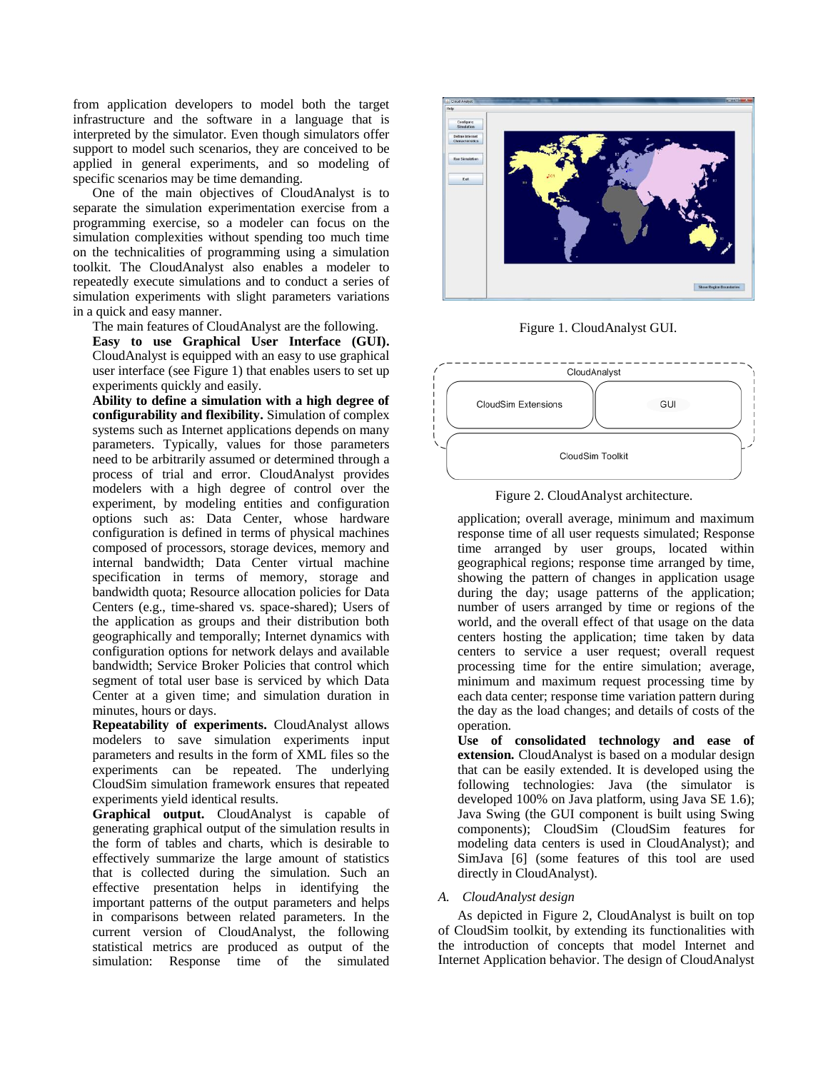from application developers to model both the target infrastructure and the software in a language that is interpreted by the simulator. Even though simulators offer support to model such scenarios, they are conceived to be applied in general experiments, and so modeling of specific scenarios may be time demanding.

One of the main objectives of CloudAnalyst is to separate the simulation experimentation exercise from a programming exercise, so a modeler can focus on the simulation complexities without spending too much time on the technicalities of programming using a simulation toolkit. The CloudAnalyst also enables a modeler to repeatedly execute simulations and to conduct a series of simulation experiments with slight parameters variations in a quick and easy manner.

The main features of CloudAnalyst are the following.

**Easy to use Graphical User Interface (GUI).** CloudAnalyst is equipped with an easy to use graphical user interface (see Figure 1) that enables users to set up experiments quickly and easily.

**Ability to define a simulation with a high degree of configurability and flexibility.** Simulation of complex systems such as Internet applications depends on many parameters. Typically, values for those parameters need to be arbitrarily assumed or determined through a process of trial and error. CloudAnalyst provides modelers with a high degree of control over the experiment, by modeling entities and configuration options such as: Data Center, whose hardware configuration is defined in terms of physical machines composed of processors, storage devices, memory and internal bandwidth; Data Center virtual machine specification in terms of memory, storage and bandwidth quota; Resource allocation policies for Data Centers (e.g., time-shared vs. space-shared); Users of the application as groups and their distribution both geographically and temporally; Internet dynamics with configuration options for network delays and available bandwidth; Service Broker Policies that control which segment of total user base is serviced by which Data Center at a given time; and simulation duration in minutes, hours or days.

**Repeatability of experiments.** CloudAnalyst allows modelers to save simulation experiments input parameters and results in the form of XML files so the experiments can be repeated. The underlying CloudSim simulation framework ensures that repeated experiments yield identical results.

**Graphical output.** CloudAnalyst is capable of generating graphical output of the simulation results in the form of tables and charts, which is desirable to effectively summarize the large amount of statistics that is collected during the simulation. Such an effective presentation helps in identifying the important patterns of the output parameters and helps in comparisons between related parameters. In the current version of CloudAnalyst, the following statistical metrics are produced as output of the simulation: Response time of the simulated application; overall average, minimum and maximum response time of all user requests simulated; Response time arranged by user groups, located within geographical regions; response time arranged by time, showing the pattern of changes in application usage during the day; usage patterns of the application; number of users arranged by time or regions of the world, and the overall effect of that usage on the data centers hosting the application; time taken by data centers to service a user request; overall request processing time for the entire simulation; average, minimum and maximum request processing time by each data center; response time variation pattern during the day as the load changes; and details of costs of the operation.

Figure 1. CloudAnalyst GUI.

Figure 2. CloudAnalyst architecture.

**Use of consolidated technology and ease of extension.** CloudAnalyst is based on a modular design that can be easily extended. It is developed using the following technologies: Java (the simulator is developed 100% on Java platform, using Java SE 1.6); Java Swing (the GUI component is built using Swing components); CloudSim (CloudSim features for modeling data centers is used in CloudAnalyst); and SimJava [6] (some features of this tool are used directly in CloudAnalyst).

### *A. CloudAnalyst design*

As depicted in Figure 2, CloudAnalyst is built on top of CloudSim toolkit, by extending its functionalities with the introduction of concepts that model Internet and Internet Application behavior. The design of CloudAnalyst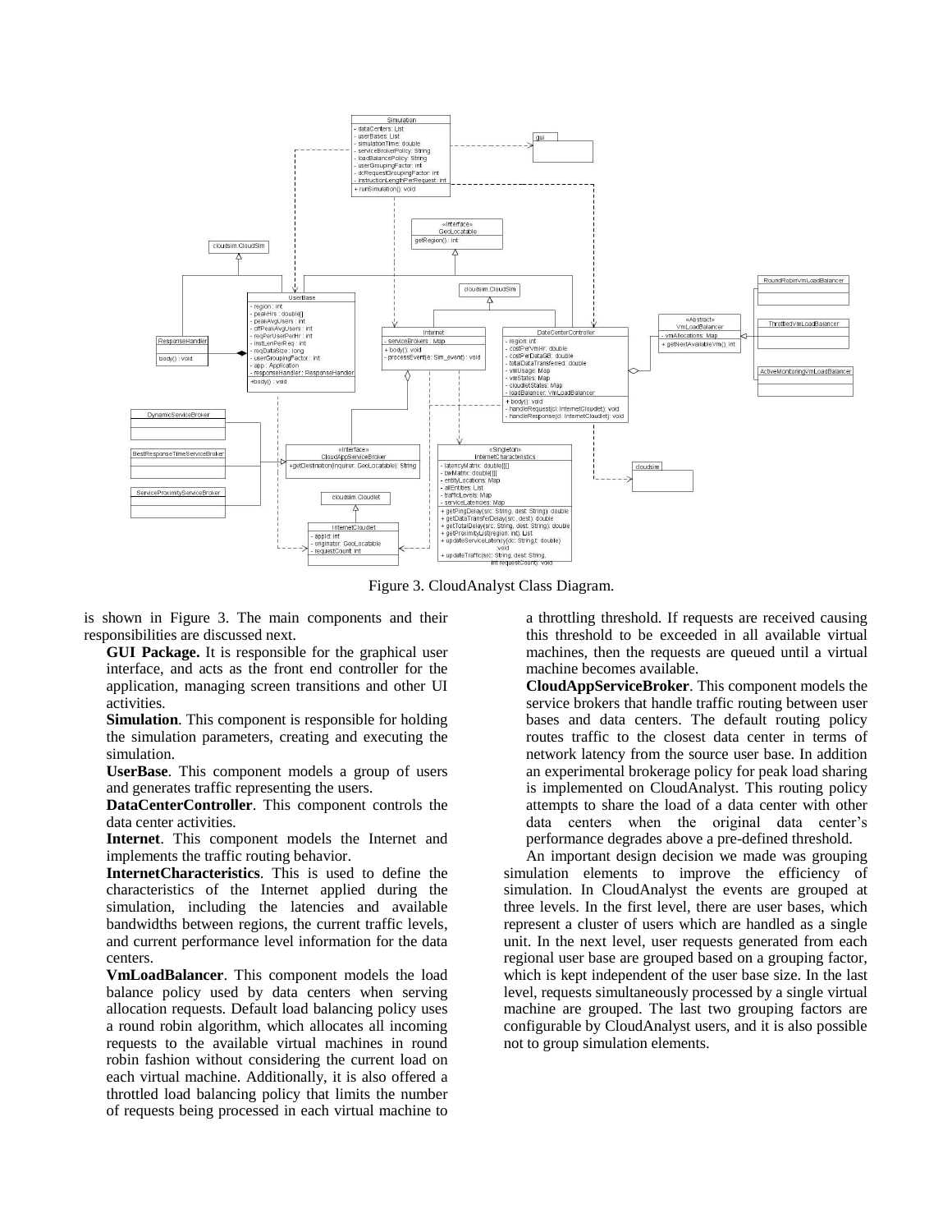Figure 3. CloudAnalyst Class Diagram.

is shown in Figure 3. The main components and their responsibilities are discussed next.

**GUI Package.** It is responsible for the graphical user interface, and acts as the front end controller for the application, managing screen transitions and other UI activities.

**Simulation**. This component is responsible for holding the simulation parameters, creating and executing the simulation.

**UserBase**. This component models a group of users and generates traffic representing the users.

**DataCenterController**. This component controls the data center activities.

**Internet**. This component models the Internet and implements the traffic routing behavior.

**InternetCharacteristics**. This is used to define the characteristics of the Internet applied during the simulation, including the latencies and available bandwidths between regions, the current traffic levels, and current performance level information for the data centers.

**VmLoadBalancer**. This component models the load balance policy used by data centers when serving allocation requests. Default load balancing policy uses a round robin algorithm, which allocates all incoming requests to the available virtual machines in round robin fashion without considering the current load on each virtual machine. Additionally, it is also offered a throttled load balancing policy that limits the number of requests being processed in each virtual machine to a throttling threshold. If requests are received causing this threshold to be exceeded in all available virtual machines, then the requests are queued until a virtual machine becomes available.

**CloudAppServiceBroker**. This component models the service brokers that handle traffic routing between user bases and data centers. The default routing policy routes traffic to the closest data center in terms of network latency from the source user base. In addition an experimental brokerage policy for peak load sharing is implemented on CloudAnalyst. This routing policy attempts to share the load of a data center with other data centers when the original data center's performance degrades above a pre-defined threshold.

An important design decision we made was grouping simulation elements to improve the efficiency of simulation. In CloudAnalyst the events are grouped at three levels. In the first level, there are user bases, which represent a cluster of users which are handled as a single unit. In the next level, user requests generated from each regional user base are grouped based on a grouping factor, which is kept independent of the user base size. In the last level, requests simultaneously processed by a single virtual machine are grouped. The last two grouping factors are configurable by CloudAnalyst users, and it is also possible not to group simulation elements.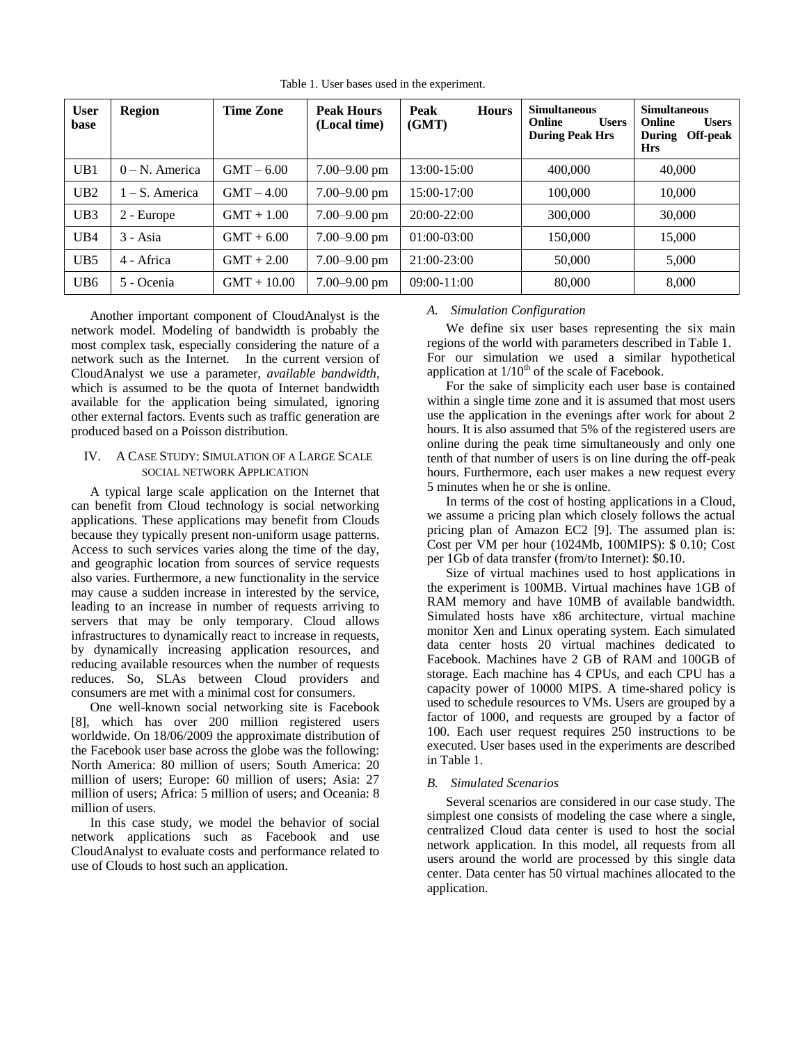Table 1. User bases used in the experiment.

| User base | Region | Time Zone | Peak Hours (Local time) | Peak Hours (GMT) | Simultaneous Online Users During Peak Hrs | Simultaneous Online Users During Off-peak Hrs |
|---|---|---|---|---|---|---|
| UB1 | 0 – N. America | GMT – 6.00 | 7.00–9.00 pm | 13:00-15:00 | 400,000 | 40,000 |
| UB2 | 1 – S. America | GMT – 4.00 | 7.00–9.00 pm | 15:00-17:00 | 100,000 | 10,000 |
| UB3 | 2 - Europe | GMT + 1.00 | 7.00–9.00 pm | 20:00-22:00 | 300,000 | 30,000 |
| UB4 | 3 - Asia | GMT + 6.00 | 7.00–9.00 pm | 01:00-03:00 | 150,000 | 15,000 |
| UB5 | 4 - Africa | GMT + 2.00 | 7.00–9.00 pm | 21:00-23:00 | 50,000 | 5,000 |
| UB6 | 5 - Ocenia | GMT + 10.00 | 7.00–9.00 pm | 09:00-11:00 | 80,000 | 8,000 |

Another important component of CloudAnalyst is the network model. Modeling of bandwidth is probably the most complex task, especially considering the nature of a network such as the Internet. In the current version of CloudAnalyst we use a parameter, *available bandwidth*, which is assumed to be the quota of Internet bandwidth available for the application being simulated, ignoring other external factors. Events such as traffic generation are produced based on a Poisson distribution.

## IV. A Case Study: Simulation of a Large Scale social network Application

A typical large scale application on the Internet that can benefit from Cloud technology is social networking applications. These applications may benefit from Clouds because they typically present non-uniform usage patterns. Access to such services varies along the time of the day, and geographic location from sources of service requests also varies. Furthermore, a new functionality in the service may cause a sudden increase in interested by the service, leading to an increase in number of requests arriving to servers that may be only temporary. Cloud allows infrastructures to dynamically react to increase in requests, by dynamically increasing application resources, and reducing available resources when the number of requests reduces. So, SLAs between Cloud providers and consumers are met with a minimal cost for consumers.

One well-known social networking site is Facebook [8], which has over 200 million registered users worldwide. On 18/06/2009 the approximate distribution of the Facebook user base across the globe was the following: North America: 80 million of users; South America: 20 million of users; Europe: 60 million of users; Asia: 27 million of users; Africa: 5 million of users; and Oceania: 8 million of users.

In this case study, we model the behavior of social network applications such as Facebook and use CloudAnalyst to evaluate costs and performance related to use of Clouds to host such an application.

### *A. Simulation Configuration*

We define six user bases representing the six main regions of the world with parameters described in Table 1. For our simulation we used a similar hypothetical application at 1/10$^{th}$ of the scale of Facebook.

For the sake of simplicity each user base is contained within a single time zone and it is assumed that most users use the application in the evenings after work for about 2 hours. It is also assumed that 5% of the registered users are online during the peak time simultaneously and only one tenth of that number of users is on line during the off-peak hours. Furthermore, each user makes a new request every 5 minutes when he or she is online.

In terms of the cost of hosting applications in a Cloud, we assume a pricing plan which closely follows the actual pricing plan of Amazon EC2 [9]. The assumed plan is: Cost per VM per hour (1024Mb, 100MIPS): $ 0.10; Cost per 1Gb of data transfer (from/to Internet): $0.10.

Size of virtual machines used to host applications in the experiment is 100MB. Virtual machines have 1GB of RAM memory and have 10MB of available bandwidth. Simulated hosts have x86 architecture, virtual machine monitor Xen and Linux operating system. Each simulated data center hosts 20 virtual machines dedicated to Facebook. Machines have 2 GB of RAM and 100GB of storage. Each machine has 4 CPUs, and each CPU has a capacity power of 10000 MIPS. A time-shared policy is used to schedule resources to VMs. Users are grouped by a factor of 1000, and requests are grouped by a factor of 100. Each user request requires 250 instructions to be executed. User bases used in the experiments are described in Table 1.

### *B. Simulated Scenarios*

Several scenarios are considered in our case study. The simplest one consists of modeling the case where a single, centralized Cloud data center is used to host the social network application. In this model, all requests from all users around the world are processed by this single data center. Data center has 50 virtual machines allocated to the application.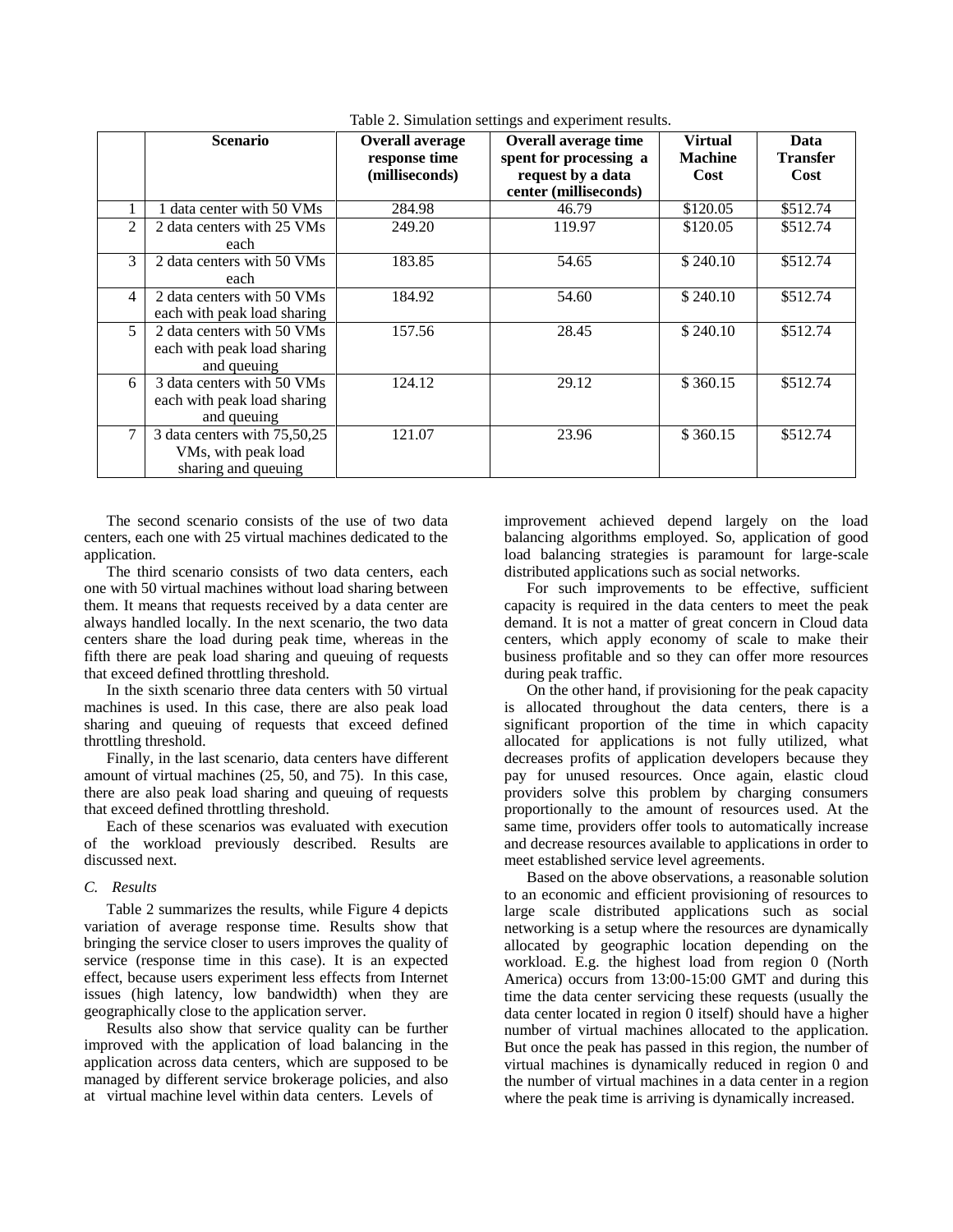Table 2. Simulation settings and experiment results.

| | Scenario | Overall average response time (milliseconds) | Overall average time spent for processing a request by a data center (milliseconds) | Virtual Machine Cost | Data Transfer Cost |
|---|---|---|---|---|---|
| 1 | 1 data center with 50 VMs | 284.98 | 46.79 | $120.05 | $512.74 |
| 2 | 2 data centers with 25 VMs each | 249.20 | 119.97 | $120.05 | $512.74 |
| 3 | 2 data centers with 50 VMs each | 183.85 | 54.65 | $ 240.10 | $512.74 |
| 4 | 2 data centers with 50 VMs each with peak load sharing | 184.92 | 54.60 | $ 240.10 | $512.74 |
| 5 | 2 data centers with 50 VMs each with peak load sharing and queuing | 157.56 | 28.45 | $ 240.10 | $512.74 |
| 6 | 3 data centers with 50 VMs each with peak load sharing and queuing | 124.12 | 29.12 | $ 360.15 | $512.74 |
| 7 | 3 data centers with 75,50,25 VMs, with peak load sharing and queuing | 121.07 | 23.96 | $ 360.15 | $512.74 |

The second scenario consists of the use of two data centers, each one with 25 virtual machines dedicated to the application.

The third scenario consists of two data centers, each one with 50 virtual machines without load sharing between them. It means that requests received by a data center are always handled locally. In the next scenario, the two data centers share the load during peak time, whereas in the fifth there are peak load sharing and queuing of requests that exceed defined throttling threshold.

In the sixth scenario three data centers with 50 virtual machines is used. In this case, there are also peak load sharing and queuing of requests that exceed defined throttling threshold.

Finally, in the last scenario, data centers have different amount of virtual machines (25, 50, and 75). In this case, there are also peak load sharing and queuing of requests that exceed defined throttling threshold.

Each of these scenarios was evaluated with execution of the workload previously described. Results are discussed next.

### C. *Results*

Table 2 summarizes the results, while Figure 4 depicts variation of average response time. Results show that bringing the service closer to users improves the quality of service (response time in this case). It is an expected effect, because users experiment less effects from Internet issues (high latency, low bandwidth) when they are geographically close to the application server.

Results also show that service quality can be further improved with the application of load balancing in the application across data centers, which are supposed to be managed by different service brokerage policies, and also at virtual machine level within data centers. Levels of improvement achieved depend largely on the load balancing algorithms employed. So, application of good load balancing strategies is paramount for large-scale distributed applications such as social networks.

For such improvements to be effective, sufficient capacity is required in the data centers to meet the peak demand. It is not a matter of great concern in Cloud data centers, which apply economy of scale to make their business profitable and so they can offer more resources during peak traffic.

On the other hand, if provisioning for the peak capacity is allocated throughout the data centers, there is a significant proportion of the time in which capacity allocated for applications is not fully utilized, what decreases profits of application developers because they pay for unused resources. Once again, elastic cloud providers solve this problem by charging consumers proportionally to the amount of resources used. At the same time, providers offer tools to automatically increase and decrease resources available to applications in order to meet established service level agreements.

Based on the above observations, a reasonable solution to an economic and efficient provisioning of resources to large scale distributed applications such as social networking is a setup where the resources are dynamically allocated by geographic location depending on the workload. E.g. the highest load from region 0 (North America) occurs from 13:00-15:00 GMT and during this time the data center servicing these requests (usually the data center located in region 0 itself) should have a higher number of virtual machines allocated to the application. But once the peak has passed in this region, the number of virtual machines is dynamically reduced in region 0 and the number of virtual machines in a data center in a region where the peak time is arriving is dynamically increased.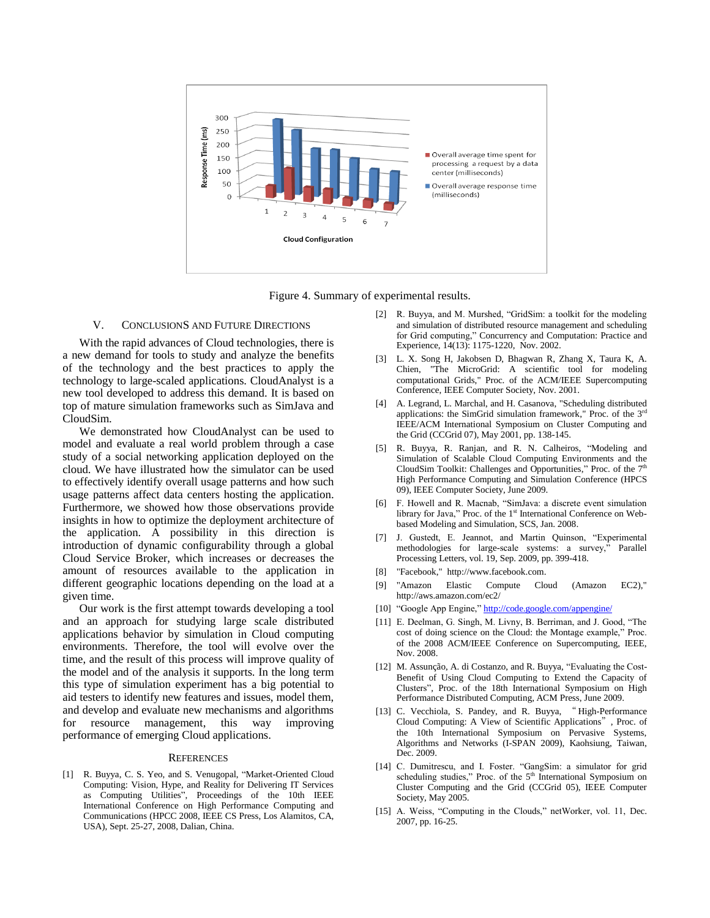300
250
200
150
100
50
0

Response Time (ms)

1 2 3 4 5 6 7

Cloud Configuration

Overall average time spent for processing a request by a data center (milliseconds)

Overall average response time (milliseconds)

Figure 4. Summary of experimental results.

## V. CONCLUSIONS AND FUTURE DIRECTIONS

With the rapid advances of Cloud technologies, there is a new demand for tools to study and analyze the benefits of the technology and the best practices to apply the technology to large-scaled applications. CloudAnalyst is a new tool developed to address this demand. It is based on top of mature simulation frameworks such as SimJava and CloudSim.

We demonstrated how CloudAnalyst can be used to model and evaluate a real world problem through a case study of a social networking application deployed on the cloud. We have illustrated how the simulator can be used to effectively identify overall usage patterns and how such usage patterns affect data centers hosting the application. Furthermore, we showed how those observations provide insights in how to optimize the deployment architecture of the application. A possibility in this direction is introduction of dynamic configurability through a global Cloud Service Broker, which increases or decreases the amount of resources available to the application in different geographic locations depending on the load at a given time.

Our work is the first attempt towards developing a tool and an approach for studying large scale distributed applications behavior by simulation in Cloud computing environments. Therefore, the tool will evolve over the time, and the result of this process will improve quality of the model and of the analysis it supports. In the long term this type of simulation experiment has a big potential to aid testers to identify new features and issues, model them, and develop and evaluate new mechanisms and algorithms for resource management, this way improving performance of emerging Cloud applications.

## REFERENCES

[1] R. Buyya, C. S. Yeo, and S. Venugopal, "Market-Oriented Cloud Computing: Vision, Hype, and Reality for Delivering IT Services as Computing Utilities", Proceedings of the 10th IEEE International Conference on High Performance Computing and Communications (HPCC 2008, IEEE CS Press, Los Alamitos, CA, USA), Sept. 25-27, 2008, Dalian, China.

[2] R. Buyya, and M. Murshed, "GridSim: a toolkit for the modeling and simulation of distributed resource management and scheduling for Grid computing," Concurrency and Computation: Practice and Experience, 14(13): 1175-1220, Nov. 2002.

[3] L. X. Song H, Jakobsen D, Bhagwan R, Zhang X, Taura K, A. Chien, "The MicroGrid: A scientific tool for modeling computational Grids," Proc. of the ACM/IEEE Supercomputing Conference, IEEE Computer Society, Nov. 2001.

[4] A. Legrand, L. Marchal, and H. Casanova, "Scheduling distributed applications: the SimGrid simulation framework," Proc. of the 3rd IEEE/ACM International Symposium on Cluster Computing and the Grid (CCGrid 07), May 2001, pp. 138-145.

[5] R. Buyya, R. Ranjan, and R. N. Calheiros, "Modeling and Simulation of Scalable Cloud Computing Environments and the CloudSim Toolkit: Challenges and Opportunities," Proc. of the 7th High Performance Computing and Simulation Conference (HPCS 09), IEEE Computer Society, June 2009.

[6] F. Howell and R. Macnab, "SimJava: a discrete event simulation library for Java," Proc. of the 1st International Conference on Web-based Modeling and Simulation, SCS, Jan. 2008.

[7] J. Gustedt, E. Jeannot, and Martin Quinson, "Experimental methodologies for large-scale systems: a survey," Parallel Processing Letters, vol. 19, Sep. 2009, pp. 399-418.

[8] "Facebook," http://www.facebook.com.

[9] "Amazon Elastic Compute Cloud (Amazon EC2)," http://aws.amazon.com/ec2/

[10] "Google App Engine," http://code.google.com/appengine/

[11] E. Deelman, G. Singh, M. Livny, B. Berriman, and J. Good, "The cost of doing science on the Cloud: the Montage example," Proc. of the 2008 ACM/IEEE Conference on Supercomputing, IEEE, Nov. 2008.

[12] M. Assunção, A. di Costanzo, and R. Buyya, "Evaluating the Cost-Benefit of Using Cloud Computing to Extend the Capacity of Clusters", Proc. of the 18th International Symposium on High Performance Distributed Computing, ACM Press, June 2009.

[13] C. Vecchiola, S. Pandey, and R. Buyya, "High-Performance Cloud Computing: A View of Scientific Applications", Proc. of the 10th International Symposium on Pervasive Systems, Algorithms and Networks (I-SPAN 2009), Kaohsiung, Taiwan, Dec. 2009.

[14] C. Dumitrescu, and I. Foster. "GangSim: a simulator for grid scheduling studies," Proc. of the 5th International Symposium on Cluster Computing and the Grid (CCGrid 05), IEEE Computer Society, May 2005.

[15] A. Weiss, "Computing in the Clouds," netWorker, vol. 11, Dec. 2007, pp. 16-25.